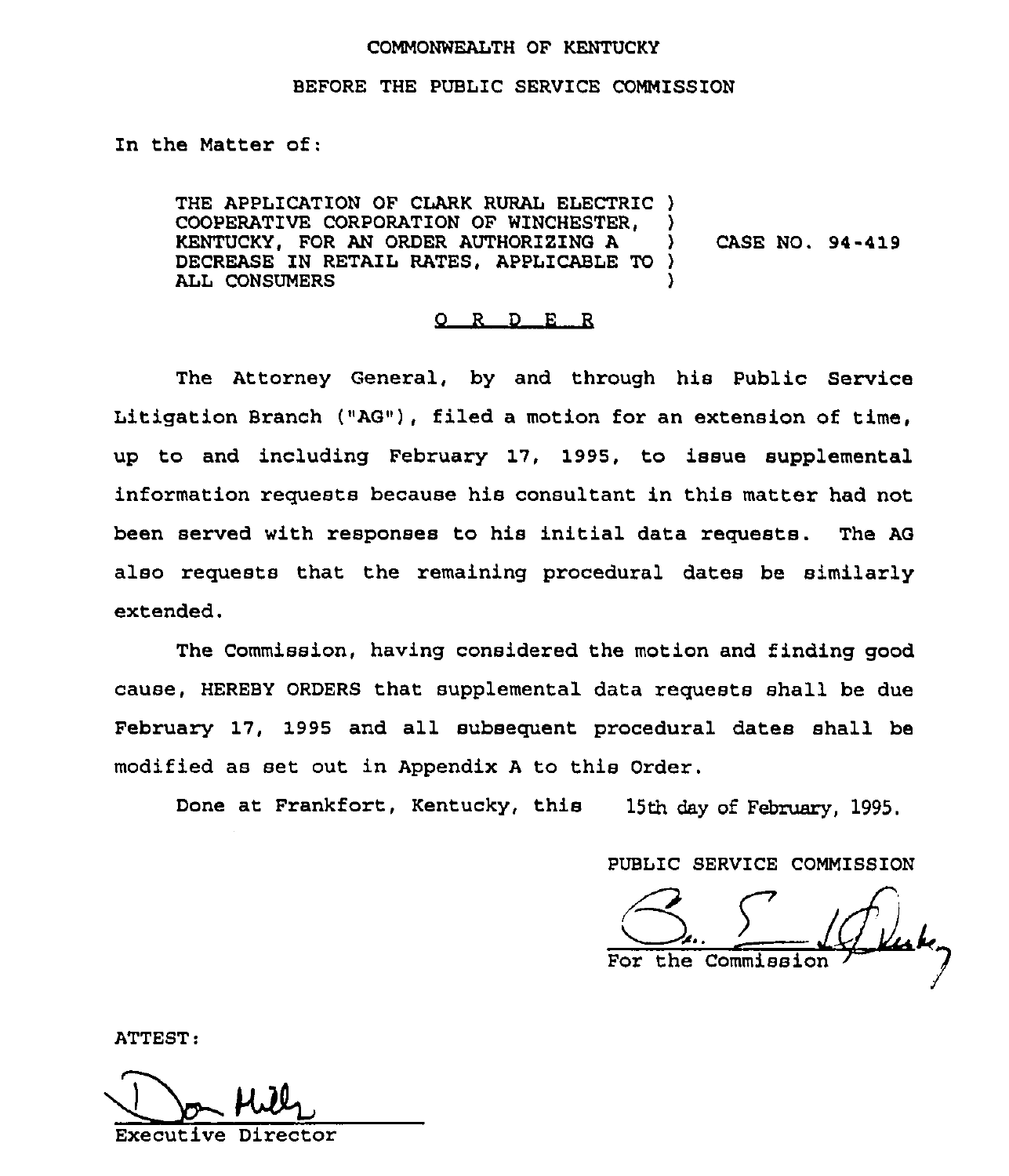COMMONWEALTH OF KENTUCKY

BEFORE THE PUBLIC SERVICE COMMISSION

In the Matter of:

THE APPLICATION OF CLARK RURAL ELECTRIC )
COOPERATIVE CORPORATION OF WINCHESTER, )
KENTUCKY, FOR AN ORDER AUTHORIZING A ) CASE NO. 94-419
DECREASE IN RETAIL RATES, APPLICABLE TO )
ALL CONSUMERS )

# O R D E R

The Attorney General, by and through his Public Service Litigation Branch ("AG"), filed a motion for an extension of time, up to and including February 17, 1995, to issue supplemental information requests because his consultant in this matter had not been served with responses to his initial data requests. The AG also requests that the remaining procedural dates be similarly extended.

The Commission, having considered the motion and finding good cause, HEREBY ORDERS that supplemental data requests shall be due February 17, 1995 and all subsequent procedural dates shall be modified as set out in Appendix A to this Order.

Done at Frankfort, Kentucky, this 15th day of February, 1995.

PUBLIC SERVICE COMMISSION

For the Commission

ATTEST:

Executive Director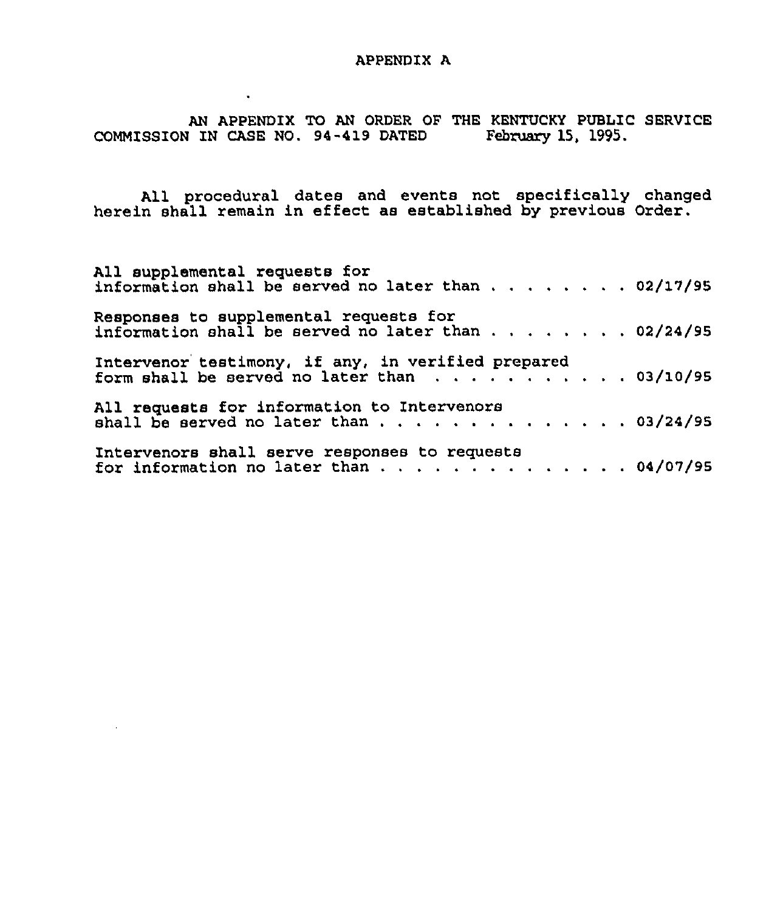# APPENDIX A

AN APPENDIX TO AN ORDER OF THE KENTUCKY PUBLIC SERVICE COMMISSION IN CASE NO. 94-419 DATED February 15, 1995.

All procedural dates and events not specifically changed herein shall remain in effect as established by previous Order.

| | |
|---|---|
| All supplemental requests for information shall be served no later than | 02/17/95 |
| Responses to supplemental requests for information shall be served no later than | 02/24/95 |
| Intervenor testimony, if any, in verified prepared form shall be served no later than | 03/10/95 |
| All requests for information to Intervenors shall be served no later than | 03/24/95 |
| Intervenors shall serve responses to requests for information no later than | 04/07/95 |